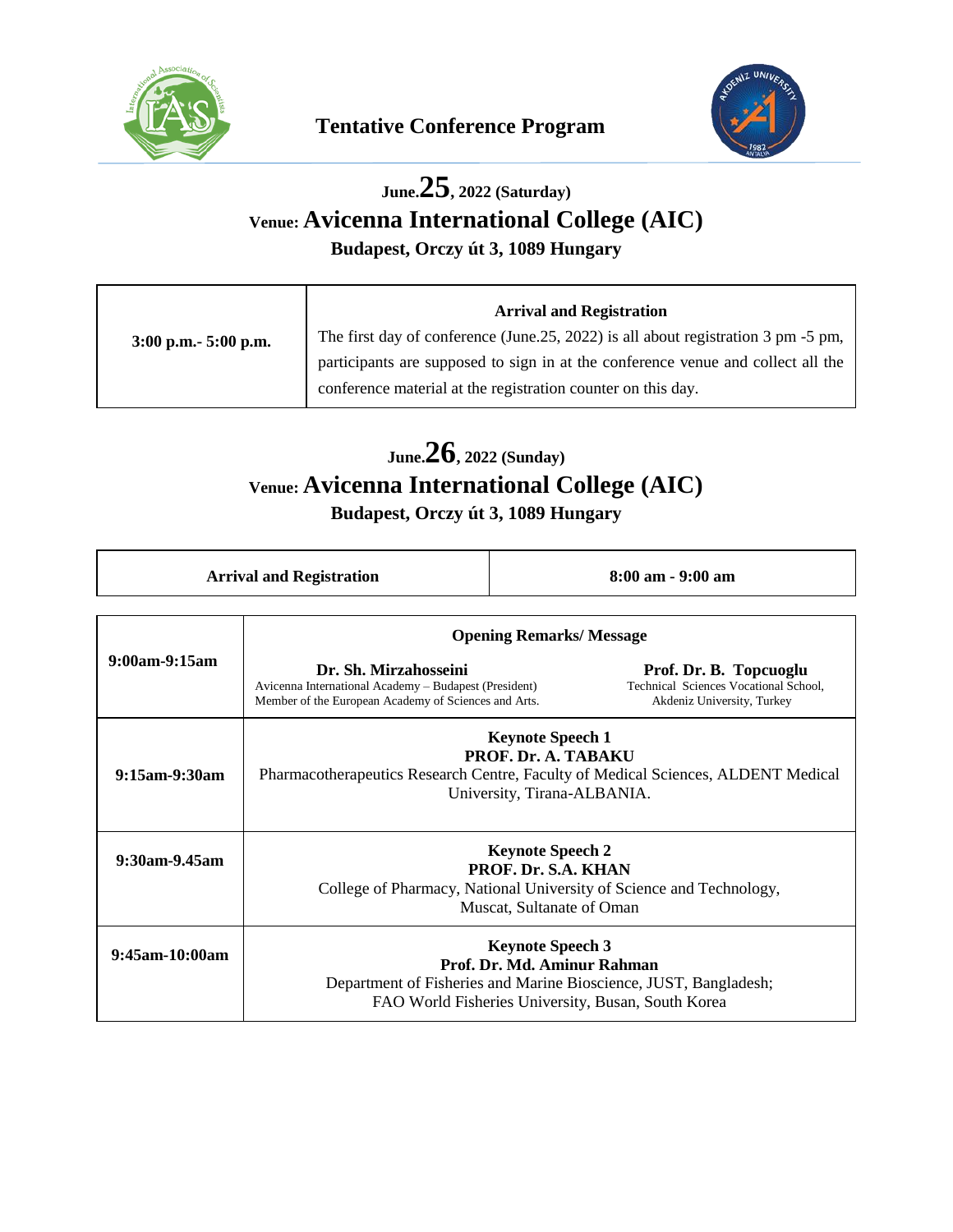# Tentative Conference Program

## June.25, 2022 (Saturday)

### Venue: Avicenna International College (AIC)

**Budapest, Orczy út 3, 1089 Hungary**

| | |
|---|---|
| **3:00 p.m.- 5:00 p.m.** | **Arrival and Registration**<br>The first day of conference (June.25, 2022) is all about registration 3 pm -5 pm, participants are supposed to sign in at the conference venue and collect all the conference material at the registration counter on this day. |

## June.26, 2022 (Sunday)

### Venue: Avicenna International College (AIC)

**Budapest, Orczy út 3, 1089 Hungary**

| | |
|---|---|
| **Arrival and Registration** | **8:00 am - 9:00 am** |

| | |
|---|---|
| **9:00am-9:15am** | **Opening Remarks/ Message**<br>**Dr. Sh. Mirzahosseini**<br>Avicenna International Academy – Budapest (President)<br>Member of the European Academy of Sciences and Arts.<br>**Prof. Dr. B. Topcuoglu**<br>Technical Sciences Vocational School, Akdeniz University, Turkey |
| **9:15am-9:30am** | **Keynote Speech 1**<br>**PROF. Dr. A. TABAKU**<br>Pharmacotherapeutics Research Centre, Faculty of Medical Sciences, ALDENT Medical University, Tirana-ALBANIA. |
| **9:30am-9.45am** | **Keynote Speech 2**<br>**PROF. Dr. S.A. KHAN**<br>College of Pharmacy, National University of Science and Technology, Muscat, Sultanate of Oman |
| **9:45am-10:00am** | **Keynote Speech 3**<br>**Prof. Dr. Md. Aminur Rahman**<br>Department of Fisheries and Marine Bioscience, JUST, Bangladesh; FAO World Fisheries University, Busan, South Korea |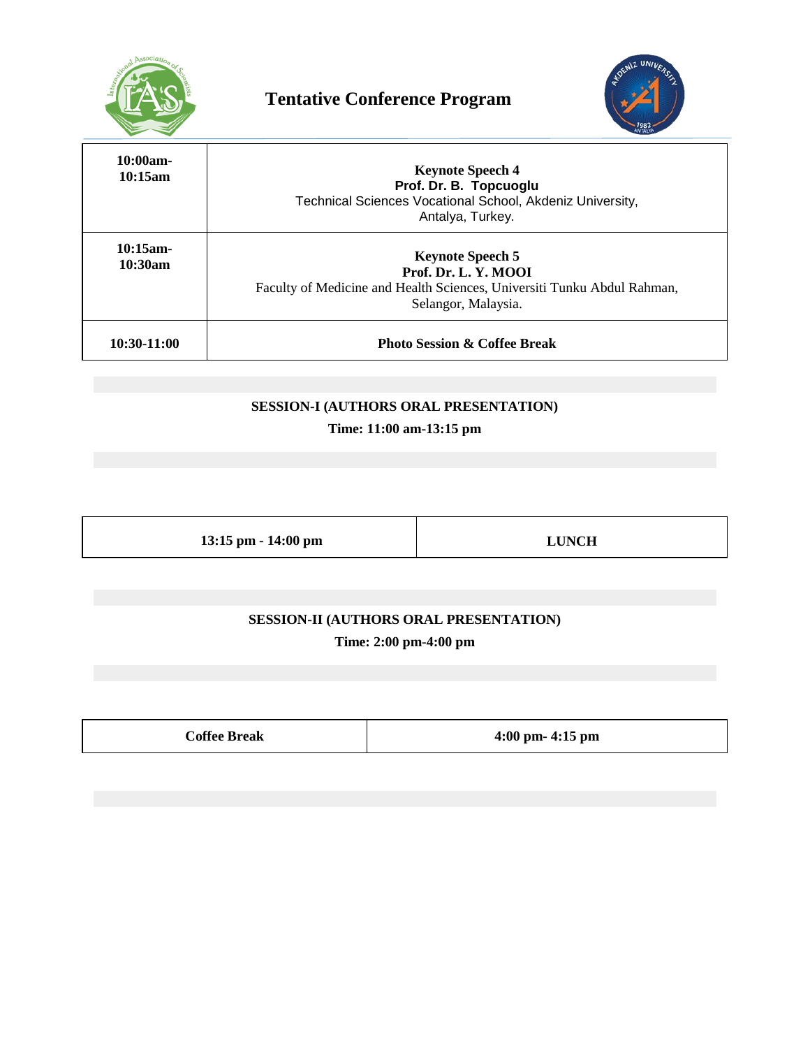# Tentative Conference Program

| | |
|---|---|
| **10:00am-10:15am** | **Keynote Speech 4**<br>**Prof. Dr. B. Topcuoglu**<br>Technical Sciences Vocational School, Akdeniz University, Antalya, Turkey. |
| **10:15am-10:30am** | **Keynote Speech 5**<br>**Prof. Dr. L. Y. MOOI**<br>Faculty of Medicine and Health Sciences, Universiti Tunku Abdul Rahman, Selangor, Malaysia. |
| **10:30-11:00** | **Photo Session & Coffee Break** |

**SESSION-I (AUTHORS ORAL PRESENTATION)**

**Time: 11:00 am-13:15 pm**

| | |
|---|---|
| **13:15 pm - 14:00 pm** | **LUNCH** |

**SESSION-II (AUTHORS ORAL PRESENTATION)**

**Time: 2:00 pm-4:00 pm**

| | |
|---|---|
| **Coffee Break** | **4:00 pm- 4:15 pm** |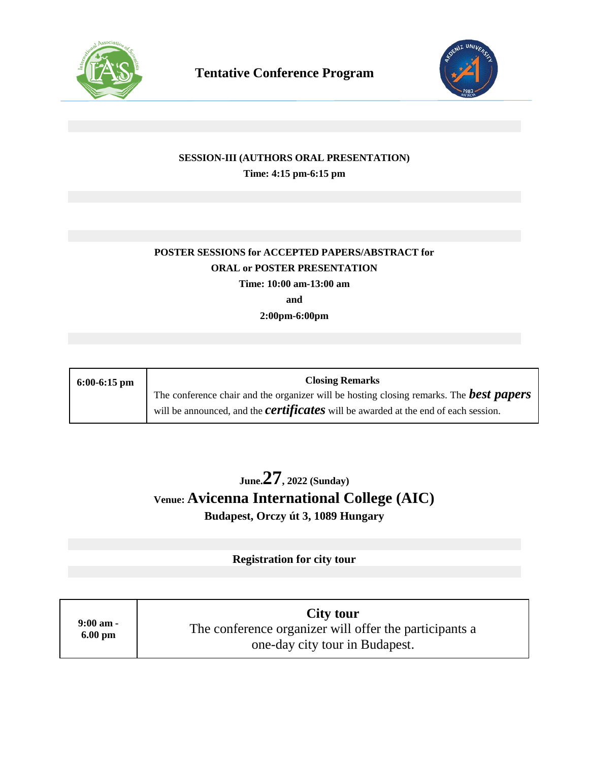**Tentative Conference Program**

**SESSION-III (AUTHORS ORAL PRESENTATION)**

**Time: 4:15 pm-6:15 pm**

**POSTER SESSIONS for ACCEPTED PAPERS/ABSTRACT for ORAL or POSTER PRESENTATION**

**Time: 10:00 am-13:00 am**

**and**

**2:00pm-6:00pm**

| | |
|---|---|
| **6:00-6:15 pm** | **Closing Remarks**<br>The conference chair and the organizer will be hosting closing remarks. The ***best papers*** will be announced, and the ***certificates*** will be awarded at the end of each session. |

**June.27, 2022 (Sunday)**

**Venue: Avicenna International College (AIC)**

**Budapest, Orczy út 3, 1089 Hungary**

**Registration for city tour**

| | |
|---|---|
| **9:00 am - 6.00 pm** | **City tour**<br>The conference organizer will offer the participants a one-day city tour in Budapest. |